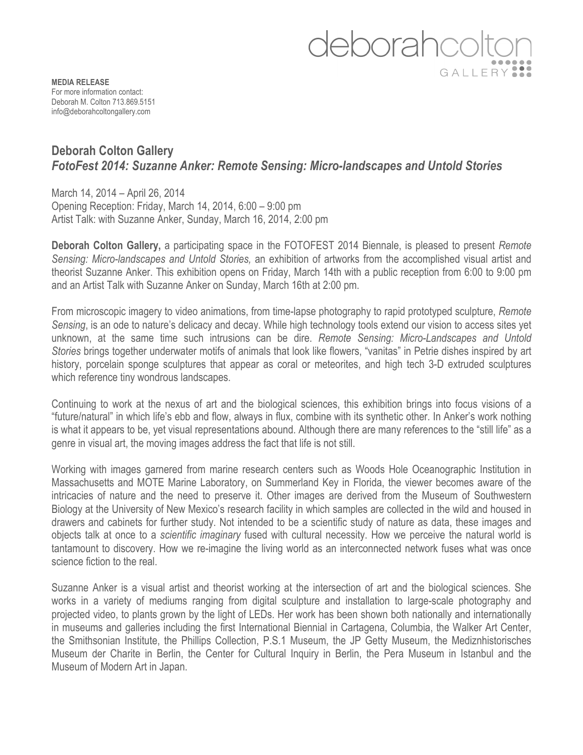deborahcolton GALLERY

**MEDIA RELEASE**
For more information contact:
Deborah M. Colton 713.869.5151
info@deborahcoltongallery.com

## Deborah Colton Gallery
## *FotoFest 2014: Suzanne Anker: Remote Sensing: Micro-landscapes and Untold Stories*

March 14, 2014 – April 26, 2014
Opening Reception: Friday, March 14, 2014, 6:00 – 9:00 pm
Artist Talk: with Suzanne Anker, Sunday, March 16, 2014, 2:00 pm

**Deborah Colton Gallery,** a participating space in the FOTOFEST 2014 Biennale, is pleased to present *Remote Sensing: Micro-landscapes and Untold Stories,* an exhibition of artworks from the accomplished visual artist and theorist Suzanne Anker. This exhibition opens on Friday, March 14th with a public reception from 6:00 to 9:00 pm and an Artist Talk with Suzanne Anker on Sunday, March 16th at 2:00 pm.

From microscopic imagery to video animations, from time-lapse photography to rapid prototyped sculpture, *Remote Sensing*, is an ode to nature's delicacy and decay. While high technology tools extend our vision to access sites yet unknown, at the same time such intrusions can be dire. *Remote Sensing: Micro-Landscapes and Untold Stories* brings together underwater motifs of animals that look like flowers, "vanitas" in Petrie dishes inspired by art history, porcelain sponge sculptures that appear as coral or meteorites, and high tech 3-D extruded sculptures which reference tiny wondrous landscapes.

Continuing to work at the nexus of art and the biological sciences, this exhibition brings into focus visions of a "future/natural" in which life's ebb and flow, always in flux, combine with its synthetic other. In Anker's work nothing is what it appears to be, yet visual representations abound. Although there are many references to the "still life" as a genre in visual art, the moving images address the fact that life is not still.

Working with images garnered from marine research centers such as Woods Hole Oceanographic Institution in Massachusetts and MOTE Marine Laboratory, on Summerland Key in Florida, the viewer becomes aware of the intricacies of nature and the need to preserve it. Other images are derived from the Museum of Southwestern Biology at the University of New Mexico's research facility in which samples are collected in the wild and housed in drawers and cabinets for further study. Not intended to be a scientific study of nature as data, these images and objects talk at once to a *scientific imaginary* fused with cultural necessity. How we perceive the natural world is tantamount to discovery. How we re-imagine the living world as an interconnected network fuses what was once science fiction to the real.

Suzanne Anker is a visual artist and theorist working at the intersection of art and the biological sciences. She works in a variety of mediums ranging from digital sculpture and installation to large-scale photography and projected video, to plants grown by the light of LEDs. Her work has been shown both nationally and internationally in museums and galleries including the first International Biennial in Cartagena, Columbia, the Walker Art Center, the Smithsonian Institute, the Phillips Collection, P.S.1 Museum, the JP Getty Museum, the Mediznhistorisches Museum der Charite in Berlin, the Center for Cultural Inquiry in Berlin, the Pera Museum in Istanbul and the Museum of Modern Art in Japan.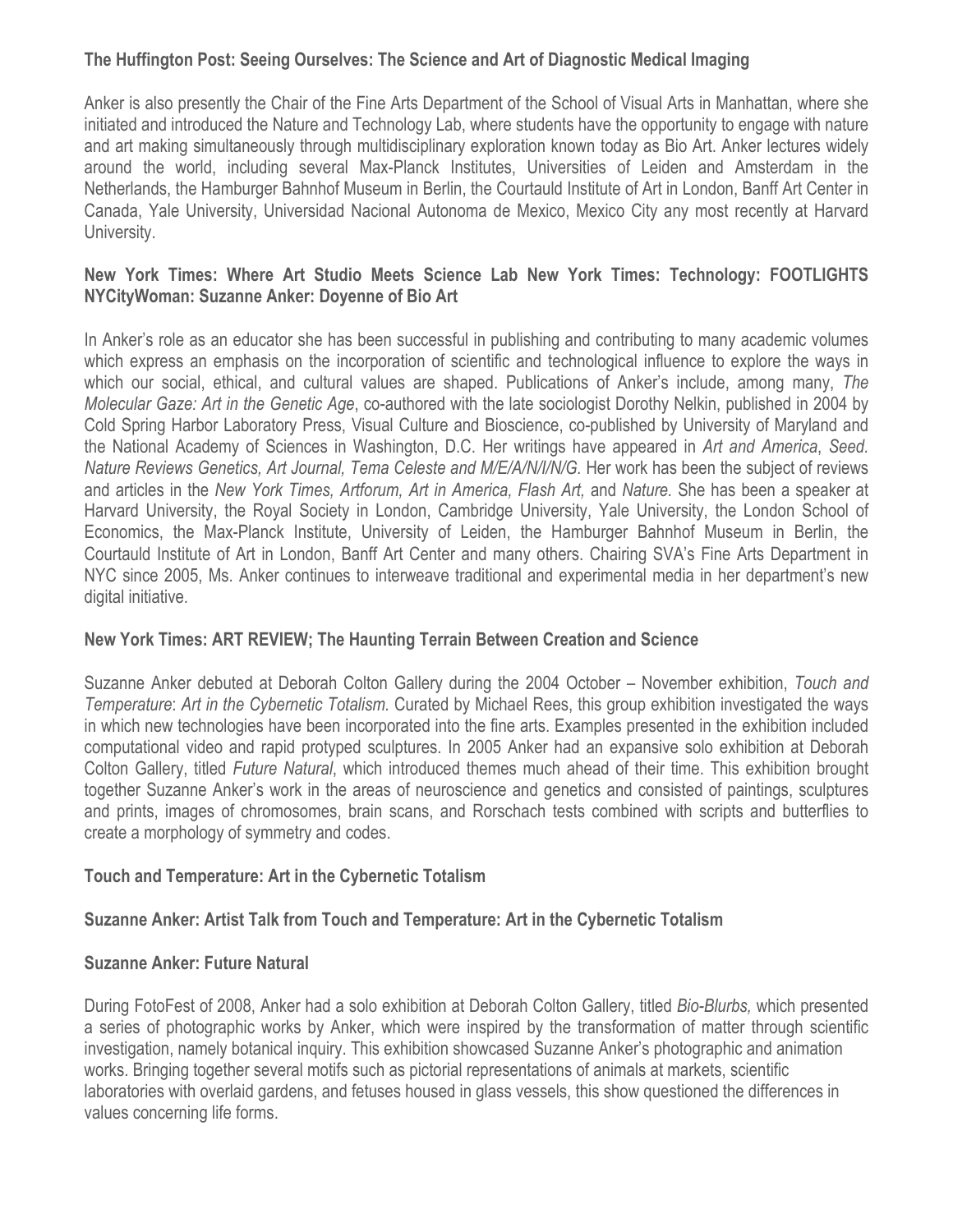**The Huffington Post: Seeing Ourselves: The Science and Art of Diagnostic Medical Imaging**

Anker is also presently the Chair of the Fine Arts Department of the School of Visual Arts in Manhattan, where she initiated and introduced the Nature and Technology Lab, where students have the opportunity to engage with nature and art making simultaneously through multidisciplinary exploration known today as Bio Art. Anker lectures widely around the world, including several Max-Planck Institutes, Universities of Leiden and Amsterdam in the Netherlands, the Hamburger Bahnhof Museum in Berlin, the Courtauld Institute of Art in London, Banff Art Center in Canada, Yale University, Universidad Nacional Autonoma de Mexico, Mexico City any most recently at Harvard University.

**New York Times: Where Art Studio Meets Science Lab New York Times: Technology: FOOTLIGHTS NYCityWoman: Suzanne Anker: Doyenne of Bio Art**

In Anker's role as an educator she has been successful in publishing and contributing to many academic volumes which express an emphasis on the incorporation of scientific and technological influence to explore the ways in which our social, ethical, and cultural values are shaped. Publications of Anker's include, among many, *The Molecular Gaze: Art in the Genetic Age*, co-authored with the late sociologist Dorothy Nelkin, published in 2004 by Cold Spring Harbor Laboratory Press, Visual Culture and Bioscience, co-published by University of Maryland and the National Academy of Sciences in Washington, D.C. Her writings have appeared in *Art and America*, *Seed*. *Nature Reviews Genetics, Art Journal, Tema Celeste and M/E/A/N/I/N/G.* Her work has been the subject of reviews and articles in the *New York Times, Artforum, Art in America, Flash Art,* and *Nature.* She has been a speaker at Harvard University, the Royal Society in London, Cambridge University, Yale University, the London School of Economics, the Max-Planck Institute, University of Leiden, the Hamburger Bahnhof Museum in Berlin, the Courtauld Institute of Art in London, Banff Art Center and many others. Chairing SVA's Fine Arts Department in NYC since 2005, Ms. Anker continues to interweave traditional and experimental media in her department's new digital initiative.

**New York Times: ART REVIEW; The Haunting Terrain Between Creation and Science**

Suzanne Anker debuted at Deborah Colton Gallery during the 2004 October – November exhibition, *Touch and Temperature*: *Art in the Cybernetic Totalism.* Curated by Michael Rees, this group exhibition investigated the ways in which new technologies have been incorporated into the fine arts. Examples presented in the exhibition included computational video and rapid protyped sculptures. In 2005 Anker had an expansive solo exhibition at Deborah Colton Gallery, titled *Future Natural*, which introduced themes much ahead of their time. This exhibition brought together Suzanne Anker's work in the areas of neuroscience and genetics and consisted of paintings, sculptures and prints, images of chromosomes, brain scans, and Rorschach tests combined with scripts and butterflies to create a morphology of symmetry and codes.

**Touch and Temperature: Art in the Cybernetic Totalism**

**Suzanne Anker: Artist Talk from Touch and Temperature: Art in the Cybernetic Totalism**

**Suzanne Anker: Future Natural**

During FotoFest of 2008, Anker had a solo exhibition at Deborah Colton Gallery, titled *Bio-Blurbs,* which presented a series of photographic works by Anker, which were inspired by the transformation of matter through scientific investigation, namely botanical inquiry. This exhibition showcased Suzanne Anker's photographic and animation works. Bringing together several motifs such as pictorial representations of animals at markets, scientific laboratories with overlaid gardens, and fetuses housed in glass vessels, this show questioned the differences in values concerning life forms.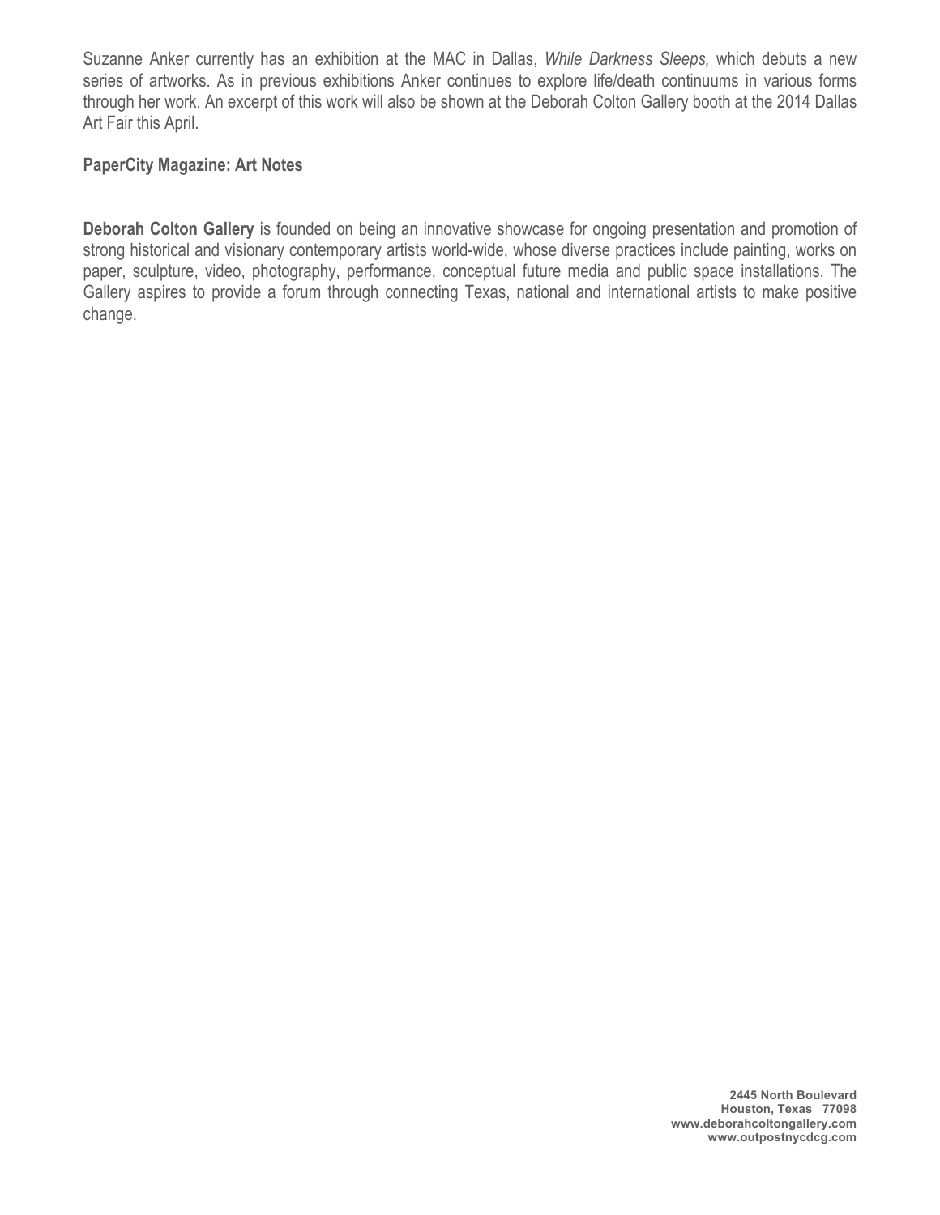Suzanne Anker currently has an exhibition at the MAC in Dallas, *While Darkness Sleeps,* which debuts a new series of artworks. As in previous exhibitions Anker continues to explore life/death continuums in various forms through her work. An excerpt of this work will also be shown at the Deborah Colton Gallery booth at the 2014 Dallas Art Fair this April.

**PaperCity Magazine: Art Notes**

**Deborah Colton Gallery** is founded on being an innovative showcase for ongoing presentation and promotion of strong historical and visionary contemporary artists world-wide, whose diverse practices include painting, works on paper, sculpture, video, photography, performance, conceptual future media and public space installations. The Gallery aspires to provide a forum through connecting Texas, national and international artists to make positive change.

**2445 North Boulevard**
**Houston, Texas 77098**
**www.deborahcoltongallery.com**
**www.outpostnycdcg.com**